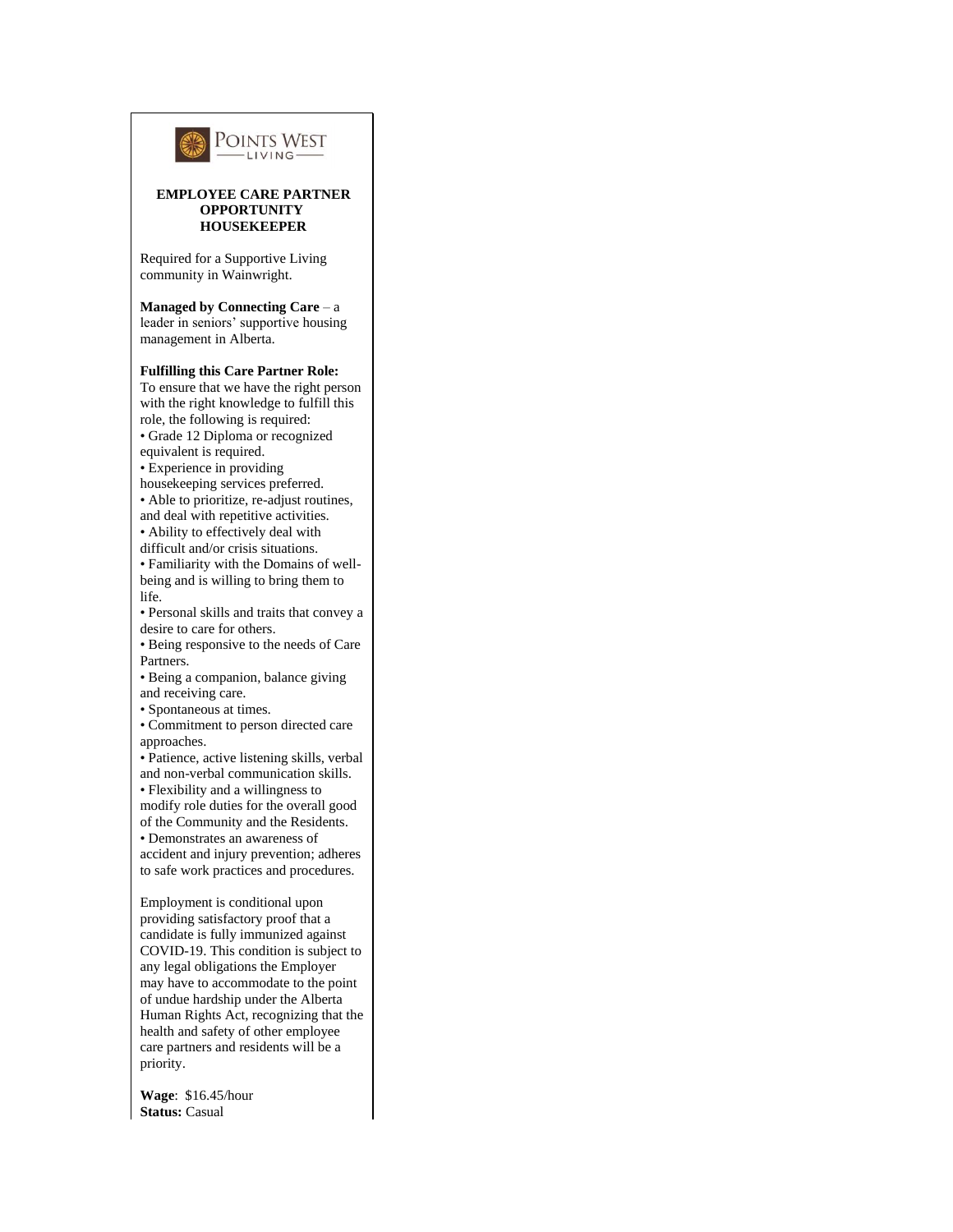POINTS WEST
LIVING

**EMPLOYEE CARE PARTNER OPPORTUNITY HOUSEKEEPER**

Required for a Supportive Living community in Wainwright.

**Managed by Connecting Care** – a leader in seniors' supportive housing management in Alberta.

**Fulfilling this Care Partner Role:**
To ensure that we have the right person with the right knowledge to fulfill this role, the following is required:

- Grade 12 Diploma or recognized equivalent is required.
- Experience in providing housekeeping services preferred.
- Able to prioritize, re-adjust routines, and deal with repetitive activities.
- Ability to effectively deal with difficult and/or crisis situations.
- Familiarity with the Domains of well-being and is willing to bring them to life.
- Personal skills and traits that convey a desire to care for others.
- Being responsive to the needs of Care Partners.
- Being a companion, balance giving and receiving care.
- Spontaneous at times.
- Commitment to person directed care approaches.
- Patience, active listening skills, verbal and non-verbal communication skills.
- Flexibility and a willingness to modify role duties for the overall good of the Community and the Residents.
- Demonstrates an awareness of accident and injury prevention; adheres to safe work practices and procedures.

Employment is conditional upon providing satisfactory proof that a candidate is fully immunized against COVID-19. This condition is subject to any legal obligations the Employer may have to accommodate to the point of undue hardship under the Alberta Human Rights Act, recognizing that the health and safety of other employee care partners and residents will be a priority.

**Wage**: $16.45/hour
**Status:** Casual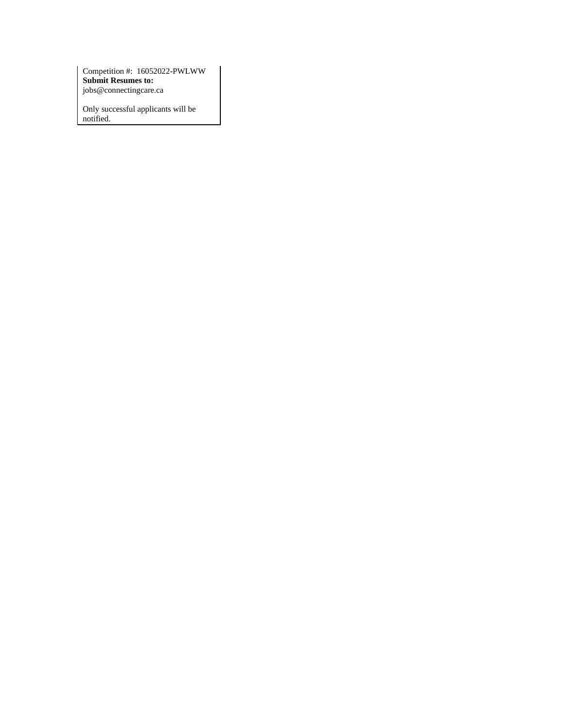Competition #: 16052022-PWLWW
**Submit Resumes to:**
jobs@connectingcare.ca

Only successful applicants will be notified.